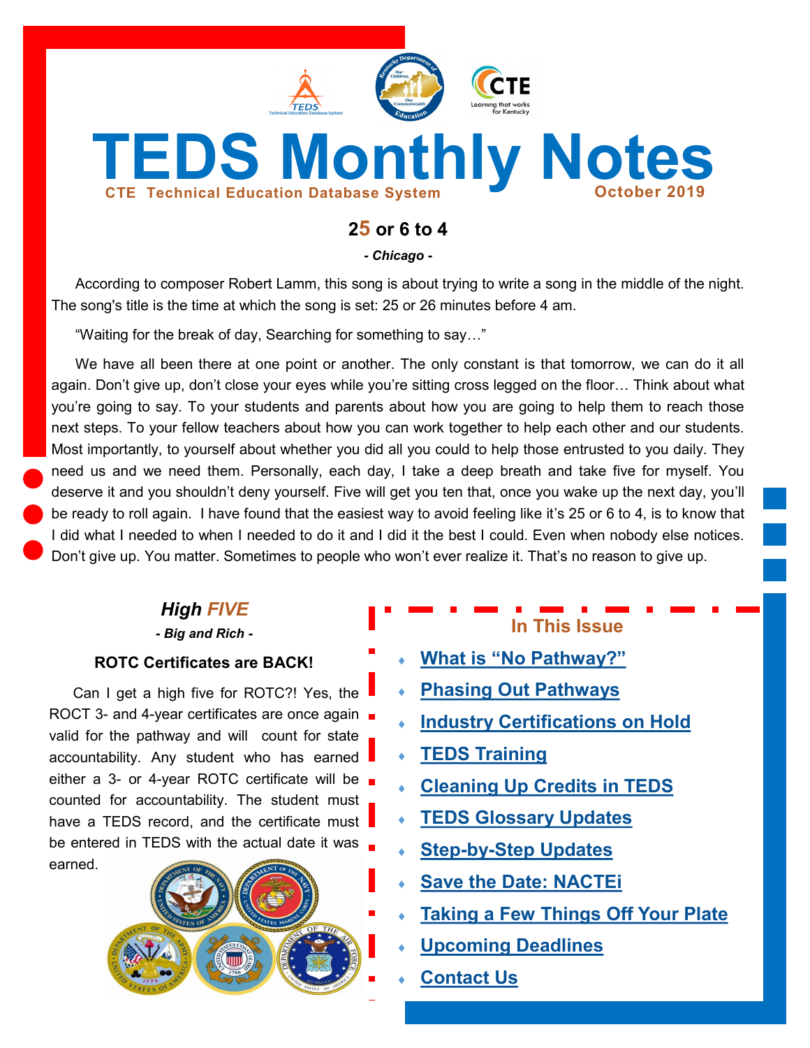# TEDS Monthly Notes

**CTE Technical Education Database System**

**October 2019**

## 25 or 6 to 4

***- Chicago -***

According to composer Robert Lamm, this song is about trying to write a song in the middle of the night. The song's title is the time at which the song is set: 25 or 26 minutes before 4 am.

"Waiting for the break of day, Searching for something to say…"

We have all been there at one point or another. The only constant is that tomorrow, we can do it all again. Don't give up, don't close your eyes while you're sitting cross legged on the floor… Think about what you're going to say. To your students and parents about how you are going to help them to reach those next steps. To your fellow teachers about how you can work together to help each other and our students. Most importantly, to yourself about whether you did all you could to help those entrusted to you daily. They need us and we need them. Personally, each day, I take a deep breath and take five for myself. You deserve it and you shouldn't deny yourself. Five will get you ten that, once you wake up the next day, you'll be ready to roll again. I have found that the easiest way to avoid feeling like it's 25 or 6 to 4, is to know that I did what I needed to when I needed to do it and I did it the best I could. Even when nobody else notices. Don't give up. You matter. Sometimes to people who won't ever realize it. That's no reason to give up.

## *High FIVE*

***- Big and Rich -***

### ROTC Certificates are BACK!

Can I get a high five for ROTC?! Yes, the ROCT 3- and 4-year certificates are once again valid for the pathway and will count for state accountability. Any student who has earned either a 3- or 4-year ROTC certificate will be counted for accountability. The student must have a TEDS record, and the certificate must be entered in TEDS with the actual date it was earned.

## In This Issue

- What is "No Pathway?"
- Phasing Out Pathways
- Industry Certifications on Hold
- TEDS Training
- Cleaning Up Credits in TEDS
- TEDS Glossary Updates
- Step-by-Step Updates
- Save the Date: NACTEi
- Taking a Few Things Off Your Plate
- Upcoming Deadlines
- Contact Us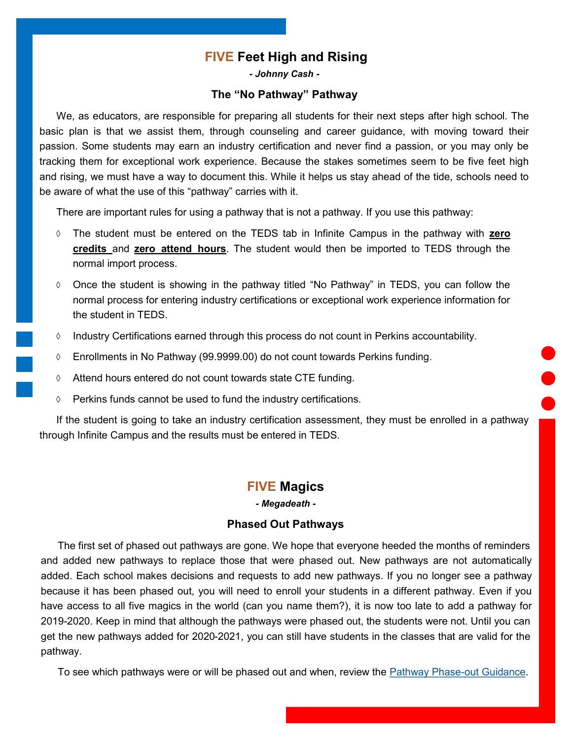## FIVE Feet High and Rising

*- Johnny Cash -*

### The “No Pathway” Pathway

We, as educators, are responsible for preparing all students for their next steps after high school. The basic plan is that we assist them, through counseling and career guidance, with moving toward their passion. Some students may earn an industry certification and never find a passion, or you may only be tracking them for exceptional work experience. Because the stakes sometimes seem to be five feet high and rising, we must have a way to document this. While it helps us stay ahead of the tide, schools need to be aware of what the use of this “pathway” carries with it.

There are important rules for using a pathway that is not a pathway. If you use this pathway:

- The student must be entered on the TEDS tab in Infinite Campus in the pathway with **zero credits** and **zero attend hours**. The student would then be imported to TEDS through the normal import process.
- Once the student is showing in the pathway titled “No Pathway” in TEDS, you can follow the normal process for entering industry certifications or exceptional work experience information for the student in TEDS.
- Industry Certifications earned through this process do not count in Perkins accountability.
- Enrollments in No Pathway (99.9999.00) do not count towards Perkins funding.
- Attend hours entered do not count towards state CTE funding.
- Perkins funds cannot be used to fund the industry certifications.

If the student is going to take an industry certification assessment, they must be enrolled in a pathway through Infinite Campus and the results must be entered in TEDS.

## FIVE Magics

*- Megadeath -*

### Phased Out Pathways

The first set of phased out pathways are gone. We hope that everyone heeded the months of reminders and added new pathways to replace those that were phased out. New pathways are not automatically added. Each school makes decisions and requests to add new pathways. If you no longer see a pathway because it has been phased out, you will need to enroll your students in a different pathway. Even if you have access to all five magics in the world (can you name them?), it is now too late to add a pathway for 2019-2020. Keep in mind that although the pathways were phased out, the students were not. Until you can get the new pathways added for 2020-2021, you can still have students in the classes that are valid for the pathway.

To see which pathways were or will be phased out and when, review the Pathway Phase-out Guidance.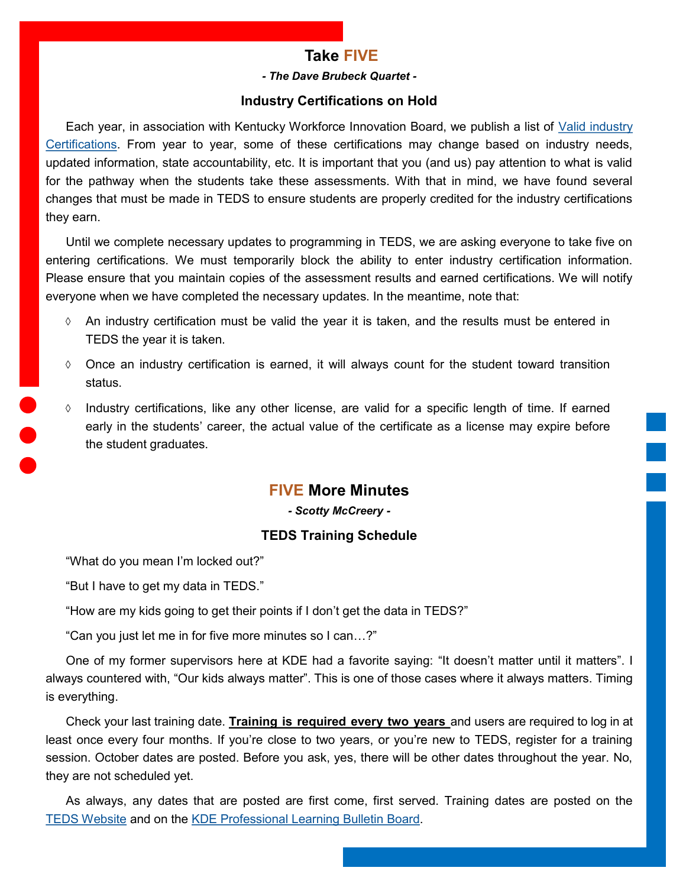## Take FIVE

***- The Dave Brubeck Quartet -***

### Industry Certifications on Hold

Each year, in association with Kentucky Workforce Innovation Board, we publish a list of [Valid industry Certifications](). From year to year, some of these certifications may change based on industry needs, updated information, state accountability, etc. It is important that you (and us) pay attention to what is valid for the pathway when the students take these assessments. With that in mind, we have found several changes that must be made in TEDS to ensure students are properly credited for the industry certifications they earn.

Until we complete necessary updates to programming in TEDS, we are asking everyone to take five on entering certifications. We must temporarily block the ability to enter industry certification information. Please ensure that you maintain copies of the assessment results and earned certifications. We will notify everyone when we have completed the necessary updates. In the meantime, note that:

- An industry certification must be valid the year it is taken, and the results must be entered in TEDS the year it is taken.
- Once an industry certification is earned, it will always count for the student toward transition status.
- Industry certifications, like any other license, are valid for a specific length of time. If earned early in the students' career, the actual value of the certificate as a license may expire before the student graduates.

## FIVE More Minutes

***- Scotty McCreery -***

### TEDS Training Schedule

"What do you mean I'm locked out?"

"But I have to get my data in TEDS."

"How are my kids going to get their points if I don't get the data in TEDS?"

"Can you just let me in for five more minutes so I can…?"

One of my former supervisors here at KDE had a favorite saying: "It doesn't matter until it matters". I always countered with, "Our kids always matter". This is one of those cases where it always matters. Timing is everything.

Check your last training date. **Training is required every two years** and users are required to log in at least once every four months. If you're close to two years, or you're new to TEDS, register for a training session. October dates are posted. Before you ask, yes, there will be other dates throughout the year. No, they are not scheduled yet.

As always, any dates that are posted are first come, first served. Training dates are posted on the [TEDS Website]() and on the [KDE Professional Learning Bulletin Board]().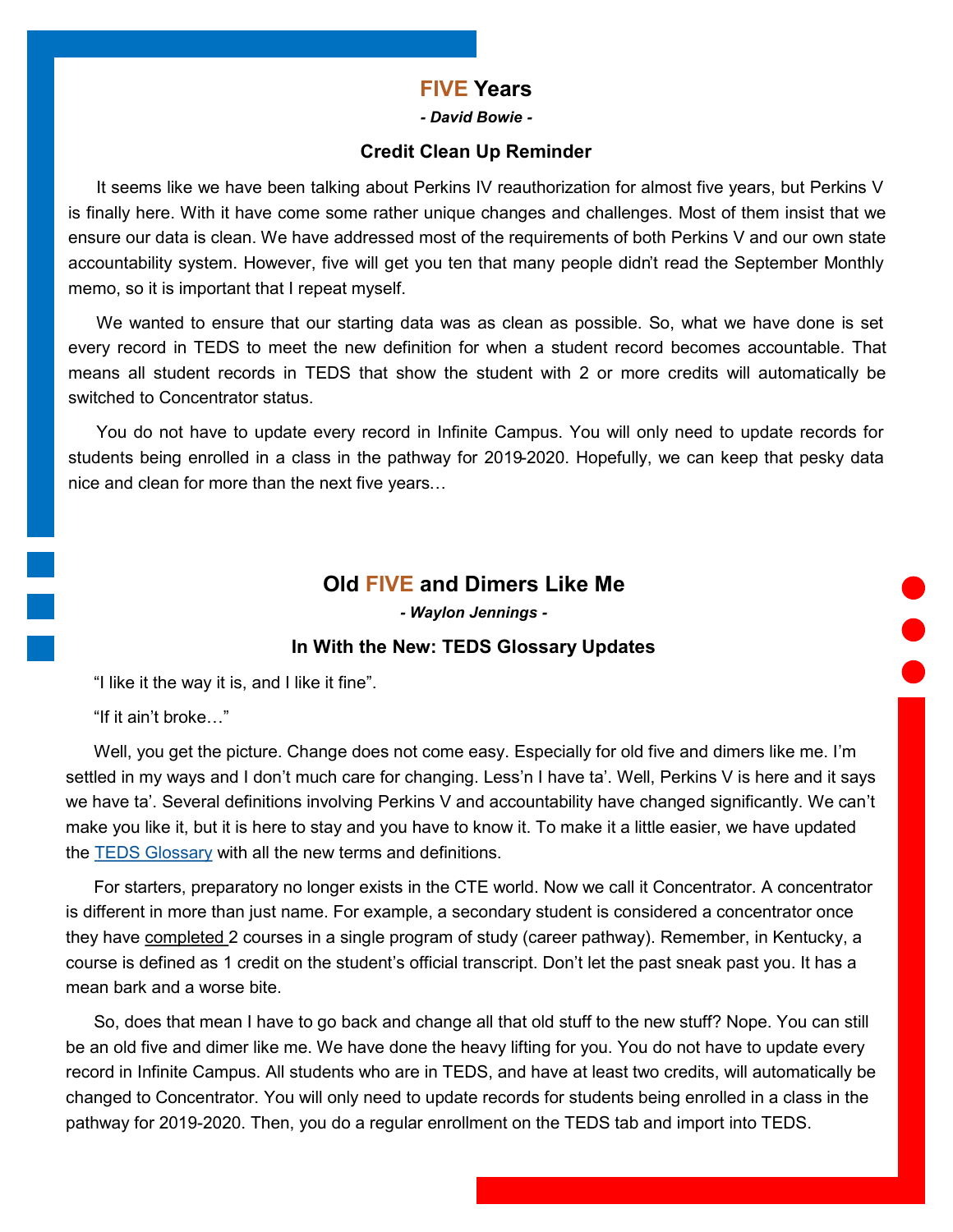## FIVE Years

***- David Bowie -***

### Credit Clean Up Reminder

It seems like we have been talking about Perkins IV reauthorization for almost five years, but Perkins V is finally here. With it have come some rather unique changes and challenges. Most of them insist that we ensure our data is clean. We have addressed most of the requirements of both Perkins V and our own state accountability system. However, five will get you ten that many people didn't read the September Monthly memo, so it is important that I repeat myself.

We wanted to ensure that our starting data was as clean as possible. So, what we have done is set every record in TEDS to meet the new definition for when a student record becomes accountable. That means all student records in TEDS that show the student with 2 or more credits will automatically be switched to Concentrator status.

You do not have to update every record in Infinite Campus. You will only need to update records for students being enrolled in a class in the pathway for 2019-2020. Hopefully, we can keep that pesky data nice and clean for more than the next five years…

## Old FIVE and Dimers Like Me

***- Waylon Jennings -***

### In With the New: TEDS Glossary Updates

"I like it the way it is, and I like it fine".

"If it ain't broke…"

Well, you get the picture. Change does not come easy. Especially for old five and dimers like me. I'm settled in my ways and I don't much care for changing. Less'n I have ta'. Well, Perkins V is here and it says we have ta'. Several definitions involving Perkins V and accountability have changed significantly. We can't make you like it, but it is here to stay and you have to know it. To make it a little easier, we have updated the TEDS Glossary with all the new terms and definitions.

For starters, preparatory no longer exists in the CTE world. Now we call it Concentrator. A concentrator is different in more than just name. For example, a secondary student is considered a concentrator once they have completed 2 courses in a single program of study (career pathway). Remember, in Kentucky, a course is defined as 1 credit on the student's official transcript. Don't let the past sneak past you. It has a mean bark and a worse bite.

So, does that mean I have to go back and change all that old stuff to the new stuff? Nope. You can still be an old five and dimer like me. We have done the heavy lifting for you. You do not have to update every record in Infinite Campus. All students who are in TEDS, and have at least two credits, will automatically be changed to Concentrator. You will only need to update records for students being enrolled in a class in the pathway for 2019-2020. Then, you do a regular enrollment on the TEDS tab and import into TEDS.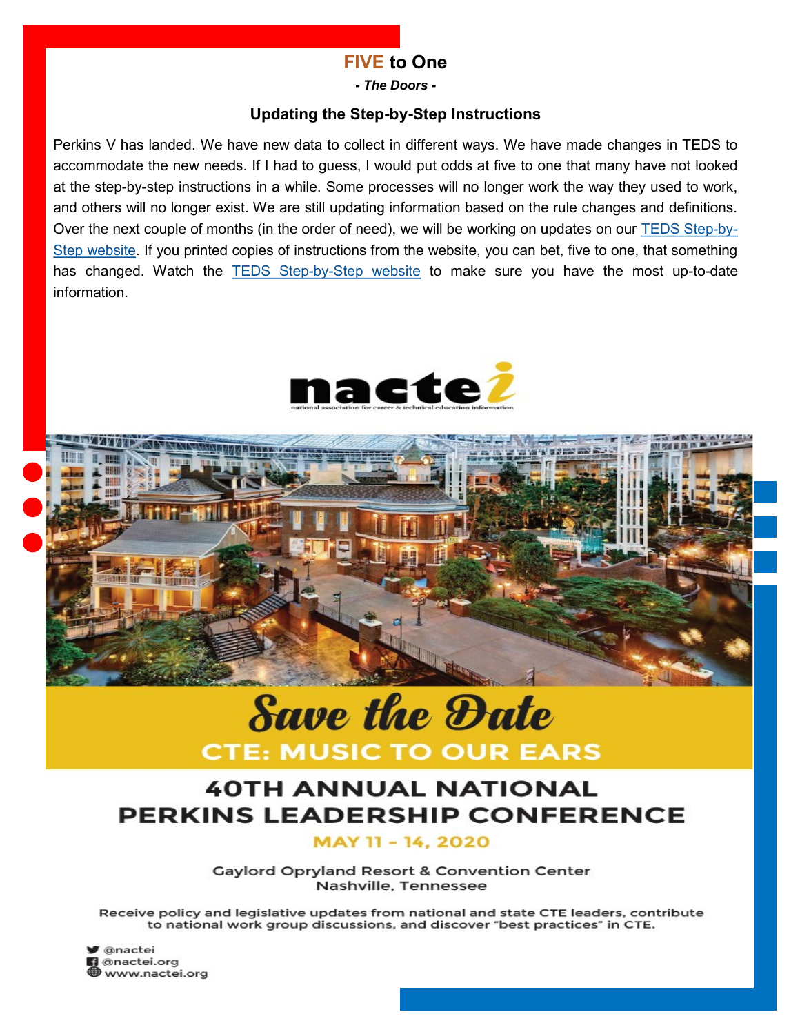## FIVE to One

*- The Doors -*

### Updating the Step-by-Step Instructions

Perkins V has landed. We have new data to collect in different ways. We have made changes in TEDS to accommodate the new needs. If I had to guess, I would put odds at five to one that many have not looked at the step-by-step instructions in a while. Some processes will no longer work the way they used to work, and others will no longer exist. We are still updating information based on the rule changes and definitions. Over the next couple of months (in the order of need), we will be working on updates on our TEDS Step-by-Step website. If you printed copies of instructions from the website, you can bet, five to one, that something has changed. Watch the TEDS Step-by-Step website to make sure you have the most up-to-date information.

nactei

national association for career & technical education information

## Save the Date

### CTE: MUSIC TO OUR EARS

### 40TH ANNUAL NATIONAL PERKINS LEADERSHIP CONFERENCE

**MAY 11 – 14, 2020**

Gaylord Opryland Resort & Convention Center
Nashville, Tennessee

Receive policy and legislative updates from national and state CTE leaders, contribute to national work group discussions, and discover "best practices" in CTE.

- @nactei
- @nactei.org
- www.nactei.org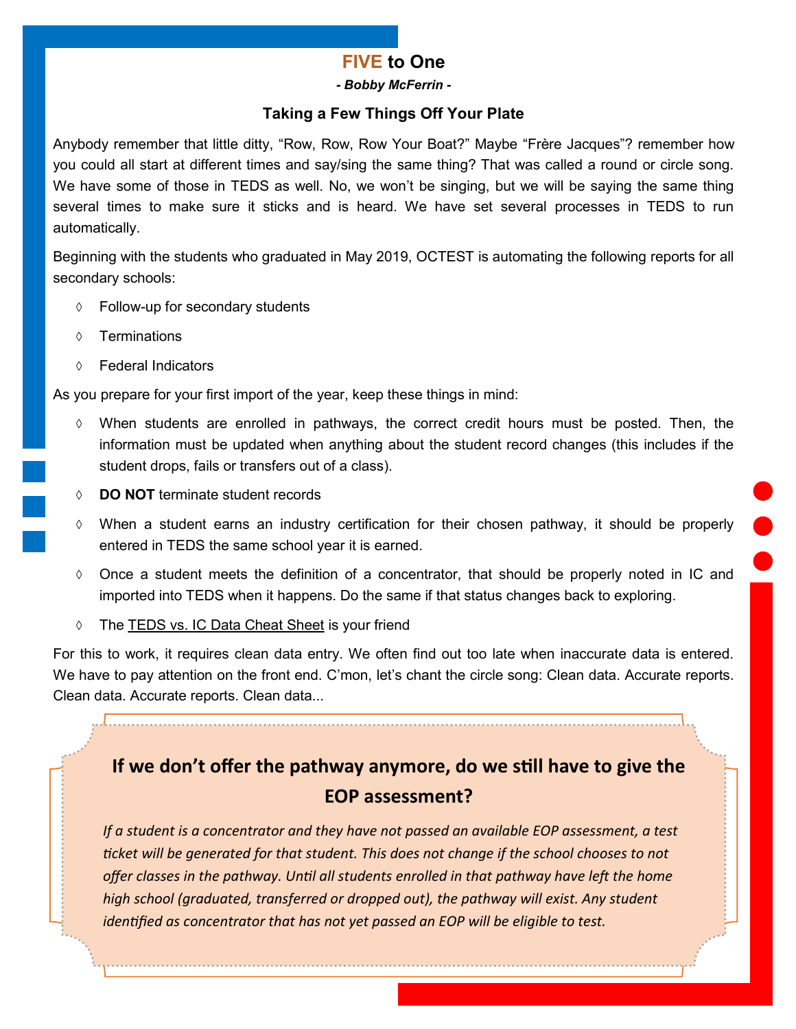# FIVE to One

*- Bobby McFerrin -*

### Taking a Few Things Off Your Plate

Anybody remember that little ditty, “Row, Row, Row Your Boat?” Maybe “Frère Jacques”? remember how you could all start at different times and say/sing the same thing? That was called a round or circle song. We have some of those in TEDS as well. No, we won’t be singing, but we will be saying the same thing several times to make sure it sticks and is heard. We have set several processes in TEDS to run automatically.

Beginning with the students who graduated in May 2019, OCTEST is automating the following reports for all secondary schools:

- Follow-up for secondary students
- Terminations
- Federal Indicators

As you prepare for your first import of the year, keep these things in mind:

- When students are enrolled in pathways, the correct credit hours must be posted. Then, the information must be updated when anything about the student record changes (this includes if the student drops, fails or transfers out of a class).
- **DO NOT** terminate student records
- When a student earns an industry certification for their chosen pathway, it should be properly entered in TEDS the same school year it is earned.
- Once a student meets the definition of a concentrator, that should be properly noted in IC and imported into TEDS when it happens. Do the same if that status changes back to exploring.
- The TEDS vs. IC Data Cheat Sheet is your friend

For this to work, it requires clean data entry. We often find out too late when inaccurate data is entered. We have to pay attention on the front end. C’mon, let’s chant the circle song: Clean data. Accurate reports. Clean data. Accurate reports. Clean data...

## If we don’t offer the pathway anymore, do we still have to give the EOP assessment?

*If a student is a concentrator and they have not passed an available EOP assessment, a test ticket will be generated for that student. This does not change if the school chooses to not offer classes in the pathway. Until all students enrolled in that pathway have left the home high school (graduated, transferred or dropped out), the pathway will exist. Any student identified as concentrator that has not yet passed an EOP will be eligible to test.*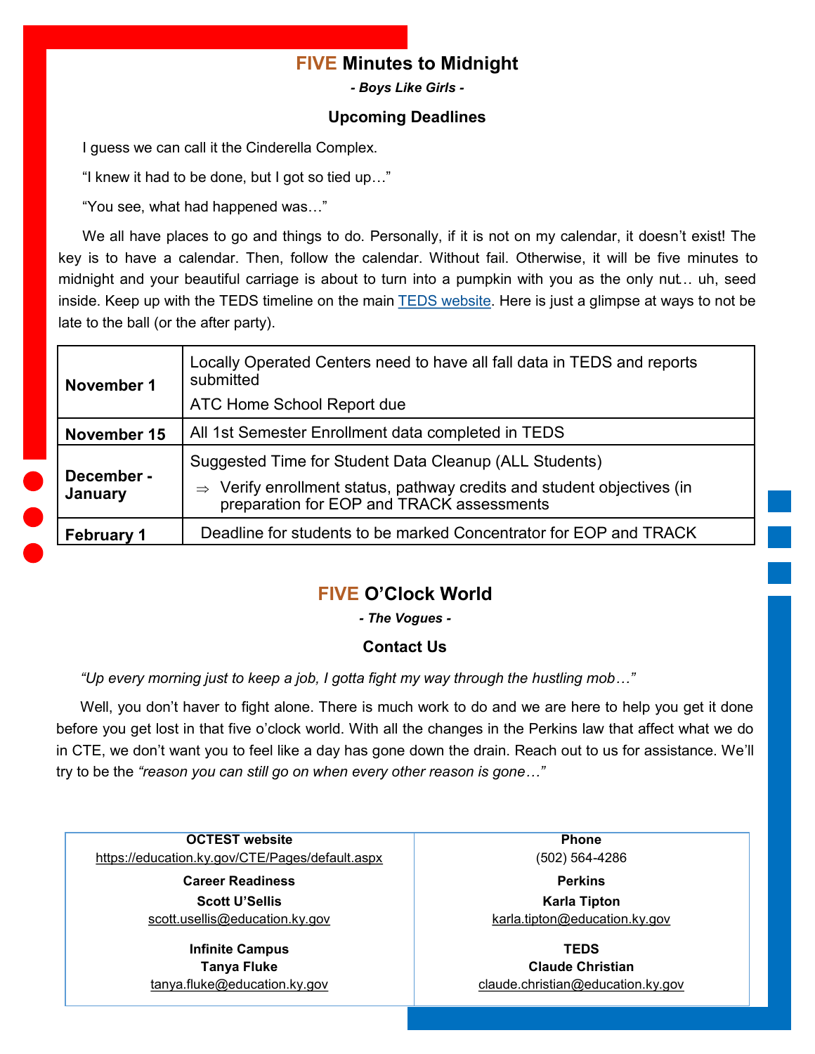## **FIVE** Minutes to Midnight

***- Boys Like Girls -***

### Upcoming Deadlines

I guess we can call it the Cinderella Complex.

"I knew it had to be done, but I got so tied up…"

"You see, what had happened was…"

We all have places to go and things to do. Personally, if it is not on my calendar, it doesn't exist! The key is to have a calendar. Then, follow the calendar. Without fail. Otherwise, it will be five minutes to midnight and your beautiful carriage is about to turn into a pumpkin with you as the only nut… uh, seed inside. Keep up with the TEDS timeline on the main TEDS website. Here is just a glimpse at ways to not be late to the ball (or the after party).

| | |
|---|---|
| **November 1** | Locally Operated Centers need to have all fall data in TEDS and reports submitted<br>ATC Home School Report due |
| **November 15** | All 1st Semester Enrollment data completed in TEDS |
| **December - January** | Suggested Time for Student Data Cleanup (ALL Students)<br>⇒ Verify enrollment status, pathway credits and student objectives (in preparation for EOP and TRACK assessments |
| **February 1** | Deadline for students to be marked Concentrator for EOP and TRACK |

## **FIVE** O'Clock World

***- The Vogues -***

### Contact Us

*"Up every morning just to keep a job, I gotta fight my way through the hustling mob…"*

Well, you don't haver to fight alone. There is much work to do and we are here to help you get it done before you get lost in that five o'clock world. With all the changes in the Perkins law that affect what we do in CTE, we don't want you to feel like a day has gone down the drain. Reach out to us for assistance. We'll try to be the *"reason you can still go on when every other reason is gone…"*

| | |
|---|---|
| **OCTEST website**<br>https://education.ky.gov/CTE/Pages/default.aspx | **Phone**<br>(502) 564-4286 |
| **Career Readiness**<br>**Scott U'Sellis**<br>scott.usellis@education.ky.gov | **Perkins**<br>**Karla Tipton**<br>karla.tipton@education.ky.gov |
| **Infinite Campus**<br>**Tanya Fluke**<br>tanya.fluke@education.ky.gov | **TEDS**<br>**Claude Christian**<br>claude.christian@education.ky.gov |